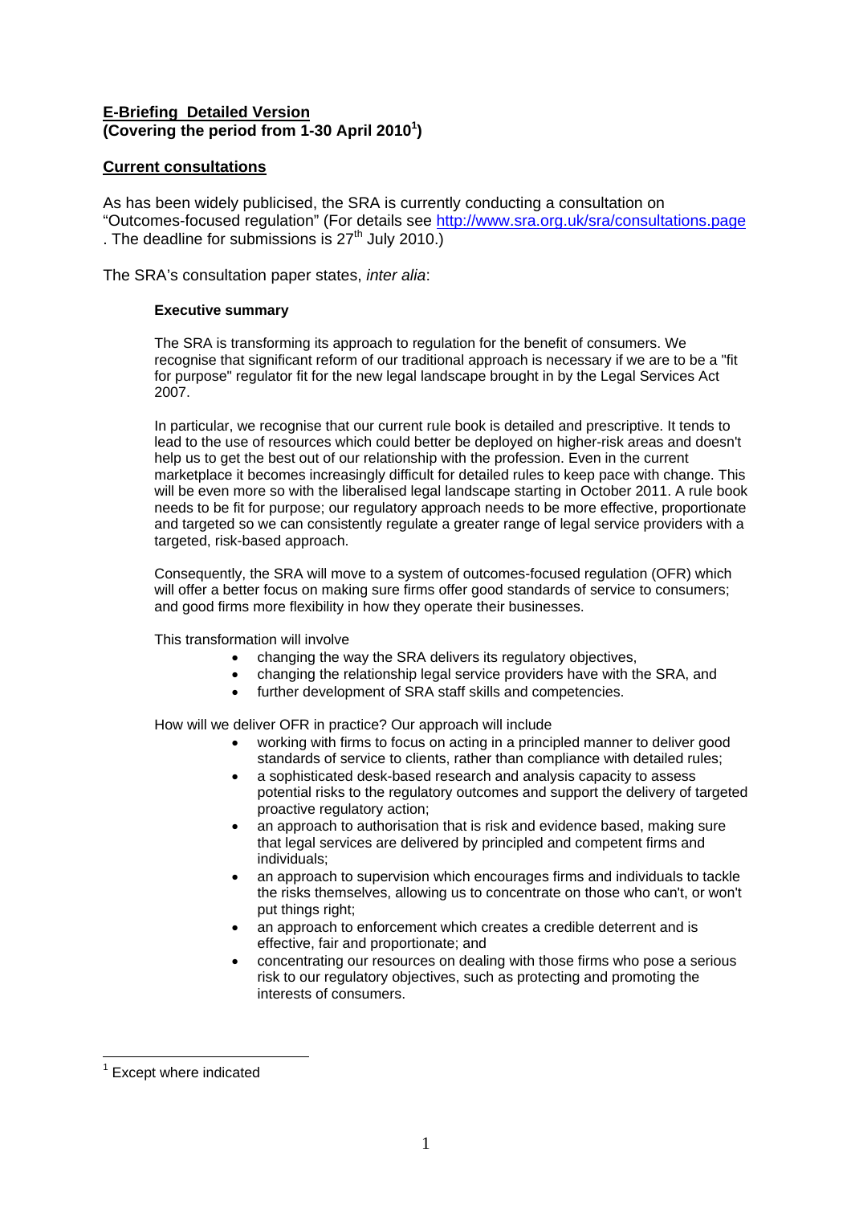**E-Briefing Detailed Version**
**(Covering the period from 1-30 April 2010[1])**

**Current consultations**

As has been widely publicised, the SRA is currently conducting a consultation on "Outcomes-focused regulation" (For details see http://www.sra.org.uk/sra/consultations.page . The deadline for submissions is 27th July 2010.)

The SRA's consultation paper states, *inter alia*:

> **Executive summary**
>
> The SRA is transforming its approach to regulation for the benefit of consumers. We recognise that significant reform of our traditional approach is necessary if we are to be a "fit for purpose" regulator fit for the new legal landscape brought in by the Legal Services Act 2007.
>
> In particular, we recognise that our current rule book is detailed and prescriptive. It tends to lead to the use of resources which could better be deployed on higher-risk areas and doesn't help us to get the best out of our relationship with the profession. Even in the current marketplace it becomes increasingly difficult for detailed rules to keep pace with change. This will be even more so with the liberalised legal landscape starting in October 2011. A rule book needs to be fit for purpose; our regulatory approach needs to be more effective, proportionate and targeted so we can consistently regulate a greater range of legal service providers with a targeted, risk-based approach.
>
> Consequently, the SRA will move to a system of outcomes-focused regulation (OFR) which will offer a better focus on making sure firms offer good standards of service to consumers; and good firms more flexibility in how they operate their businesses.
>
> This transformation will involve
>
> - changing the way the SRA delivers its regulatory objectives,
> - changing the relationship legal service providers have with the SRA, and
> - further development of SRA staff skills and competencies.
>
> How will we deliver OFR in practice? Our approach will include
>
> - working with firms to focus on acting in a principled manner to deliver good standards of service to clients, rather than compliance with detailed rules;
> - a sophisticated desk-based research and analysis capacity to assess potential risks to the regulatory outcomes and support the delivery of targeted proactive regulatory action;
> - an approach to authorisation that is risk and evidence based, making sure that legal services are delivered by principled and competent firms and individuals;
> - an approach to supervision which encourages firms and individuals to tackle the risks themselves, allowing us to concentrate on those who can't, or won't put things right;
> - an approach to enforcement which creates a credible deterrent and is effective, fair and proportionate; and
> - concentrating our resources on dealing with those firms who pose a serious risk to our regulatory objectives, such as protecting and promoting the interests of consumers.

---

[1] Except where indicated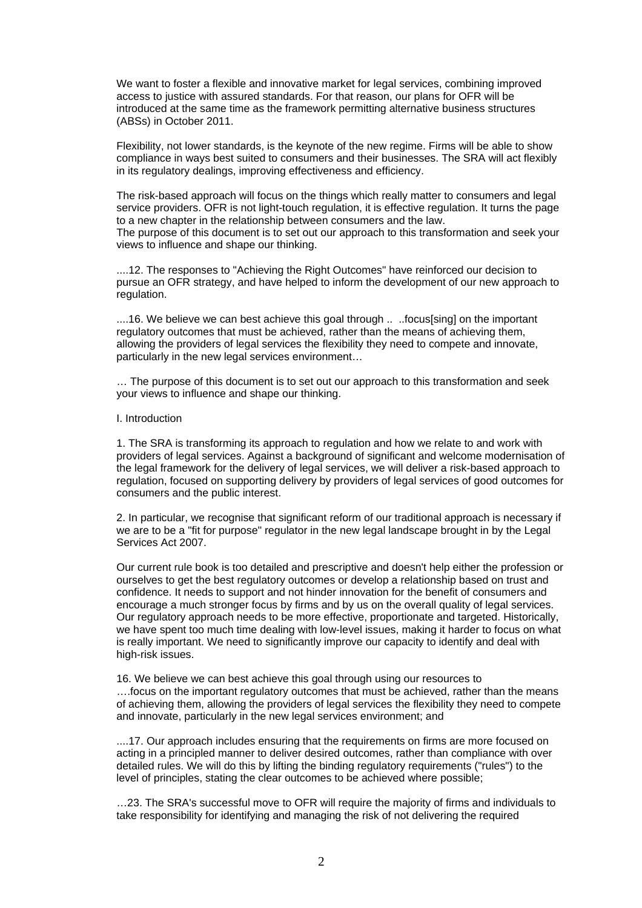We want to foster a flexible and innovative market for legal services, combining improved access to justice with assured standards. For that reason, our plans for OFR will be introduced at the same time as the framework permitting alternative business structures (ABSs) in October 2011.

Flexibility, not lower standards, is the keynote of the new regime. Firms will be able to show compliance in ways best suited to consumers and their businesses. The SRA will act flexibly in its regulatory dealings, improving effectiveness and efficiency.

The risk-based approach will focus on the things which really matter to consumers and legal service providers. OFR is not light-touch regulation, it is effective regulation. It turns the page to a new chapter in the relationship between consumers and the law.
The purpose of this document is to set out our approach to this transformation and seek your views to influence and shape our thinking.

....12. The responses to "Achieving the Right Outcomes" have reinforced our decision to pursue an OFR strategy, and have helped to inform the development of our new approach to regulation.

....16. We believe we can best achieve this goal through .. ..focus[sing] on the important regulatory outcomes that must be achieved, rather than the means of achieving them, allowing the providers of legal services the flexibility they need to compete and innovate, particularly in the new legal services environment…

… The purpose of this document is to set out our approach to this transformation and seek your views to influence and shape our thinking.

I. Introduction

1. The SRA is transforming its approach to regulation and how we relate to and work with providers of legal services. Against a background of significant and welcome modernisation of the legal framework for the delivery of legal services, we will deliver a risk-based approach to regulation, focused on supporting delivery by providers of legal services of good outcomes for consumers and the public interest.

2. In particular, we recognise that significant reform of our traditional approach is necessary if we are to be a "fit for purpose" regulator in the new legal landscape brought in by the Legal Services Act 2007.

Our current rule book is too detailed and prescriptive and doesn't help either the profession or ourselves to get the best regulatory outcomes or develop a relationship based on trust and confidence. It needs to support and not hinder innovation for the benefit of consumers and encourage a much stronger focus by firms and by us on the overall quality of legal services. Our regulatory approach needs to be more effective, proportionate and targeted. Historically, we have spent too much time dealing with low-level issues, making it harder to focus on what is really important. We need to significantly improve our capacity to identify and deal with high-risk issues.

16. We believe we can best achieve this goal through using our resources to ….focus on the important regulatory outcomes that must be achieved, rather than the means of achieving them, allowing the providers of legal services the flexibility they need to compete and innovate, particularly in the new legal services environment; and

....17. Our approach includes ensuring that the requirements on firms are more focused on acting in a principled manner to deliver desired outcomes, rather than compliance with over detailed rules. We will do this by lifting the binding regulatory requirements ("rules") to the level of principles, stating the clear outcomes to be achieved where possible;

…23. The SRA's successful move to OFR will require the majority of firms and individuals to take responsibility for identifying and managing the risk of not delivering the required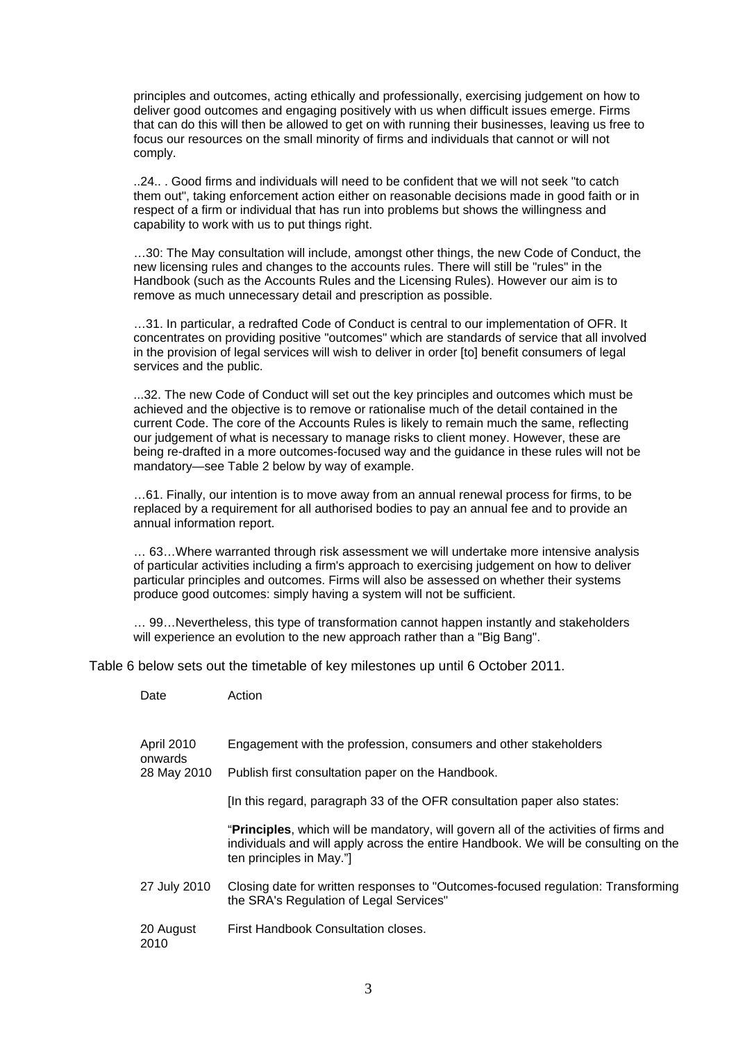principles and outcomes, acting ethically and professionally, exercising judgement on how to deliver good outcomes and engaging positively with us when difficult issues emerge. Firms that can do this will then be allowed to get on with running their businesses, leaving us free to focus our resources on the small minority of firms and individuals that cannot or will not comply.

..24.. . Good firms and individuals will need to be confident that we will not seek "to catch them out", taking enforcement action either on reasonable decisions made in good faith or in respect of a firm or individual that has run into problems but shows the willingness and capability to work with us to put things right.

…30: The May consultation will include, amongst other things, the new Code of Conduct, the new licensing rules and changes to the accounts rules. There will still be "rules" in the Handbook (such as the Accounts Rules and the Licensing Rules). However our aim is to remove as much unnecessary detail and prescription as possible.

…31. In particular, a redrafted Code of Conduct is central to our implementation of OFR. It concentrates on providing positive "outcomes" which are standards of service that all involved in the provision of legal services will wish to deliver in order [to] benefit consumers of legal services and the public.

...32. The new Code of Conduct will set out the key principles and outcomes which must be achieved and the objective is to remove or rationalise much of the detail contained in the current Code. The core of the Accounts Rules is likely to remain much the same, reflecting our judgement of what is necessary to manage risks to client money. However, these are being re-drafted in a more outcomes-focused way and the guidance in these rules will not be mandatory—see Table 2 below by way of example.

…61. Finally, our intention is to move away from an annual renewal process for firms, to be replaced by a requirement for all authorised bodies to pay an annual fee and to provide an annual information report.

… 63…Where warranted through risk assessment we will undertake more intensive analysis of particular activities including a firm's approach to exercising judgement on how to deliver particular principles and outcomes. Firms will also be assessed on whether their systems produce good outcomes: simply having a system will not be sufficient.

… 99…Nevertheless, this type of transformation cannot happen instantly and stakeholders will experience an evolution to the new approach rather than a "Big Bang".

Table 6 below sets out the timetable of key milestones up until 6 October 2011.

| Date | Action |
|---|---|
| April 2010 onwards | Engagement with the profession, consumers and other stakeholders |
| 28 May 2010 | Publish first consultation paper on the Handbook.<br><br>[In this regard, paragraph 33 of the OFR consultation paper also states:<br><br>"**Principles**, which will be mandatory, will govern all of the activities of firms and individuals and will apply across the entire Handbook. We will be consulting on the ten principles in May."] |
| 27 July 2010 | Closing date for written responses to "Outcomes-focused regulation: Transforming the SRA's Regulation of Legal Services" |
| 20 August 2010 | First Handbook Consultation closes. |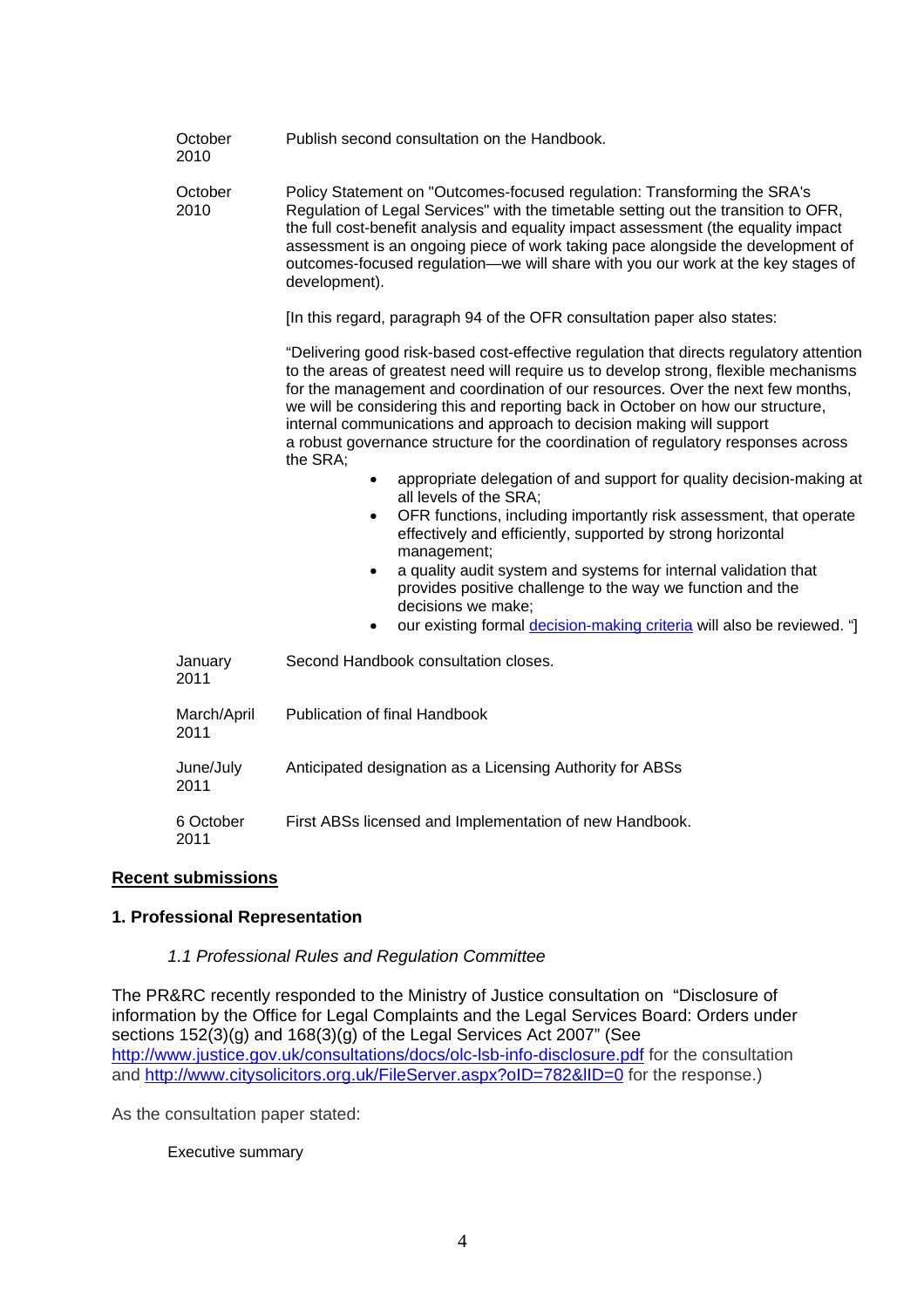| | |
|---|---|
| October 2010 | Publish second consultation on the Handbook. |
| October 2010 | Policy Statement on "Outcomes-focused regulation: Transforming the SRA's Regulation of Legal Services" with the timetable setting out the transition to OFR, the full cost-benefit analysis and equality impact assessment (the equality impact assessment is an ongoing piece of work taking pace alongside the development of outcomes-focused regulation—we will share with you our work at the key stages of development). |

[In this regard, paragraph 94 of the OFR consultation paper also states:

"Delivering good risk-based cost-effective regulation that directs regulatory attention to the areas of greatest need will require us to develop strong, flexible mechanisms for the management and coordination of our resources. Over the next few months, we will be considering this and reporting back in October on how our structure, internal communications and approach to decision making will support a robust governance structure for the coordination of regulatory responses across the SRA;

- appropriate delegation of and support for quality decision-making at all levels of the SRA;
- OFR functions, including importantly risk assessment, that operate effectively and efficiently, supported by strong horizontal management;
- a quality audit system and systems for internal validation that provides positive challenge to the way we function and the decisions we make;
- our existing formal decision-making criteria will also be reviewed. "]

| | |
|---|---|
| January 2011 | Second Handbook consultation closes. |
| March/April 2011 | Publication of final Handbook |
| June/July 2011 | Anticipated designation as a Licensing Authority for ABSs |
| 6 October 2011 | First ABSs licensed and Implementation of new Handbook. |

**Recent submissions**

## 1. Professional Representation

### *1.1 Professional Rules and Regulation Committee*

The PR&RC recently responded to the Ministry of Justice consultation on "Disclosure of information by the Office for Legal Complaints and the Legal Services Board: Orders under sections 152(3)(g) and 168(3)(g) of the Legal Services Act 2007" (See http://www.justice.gov.uk/consultations/docs/olc-lsb-info-disclosure.pdf for the consultation and http://www.citysolicitors.org.uk/FileServer.aspx?oID=782&lID=0 for the response.)

As the consultation paper stated:

Executive summary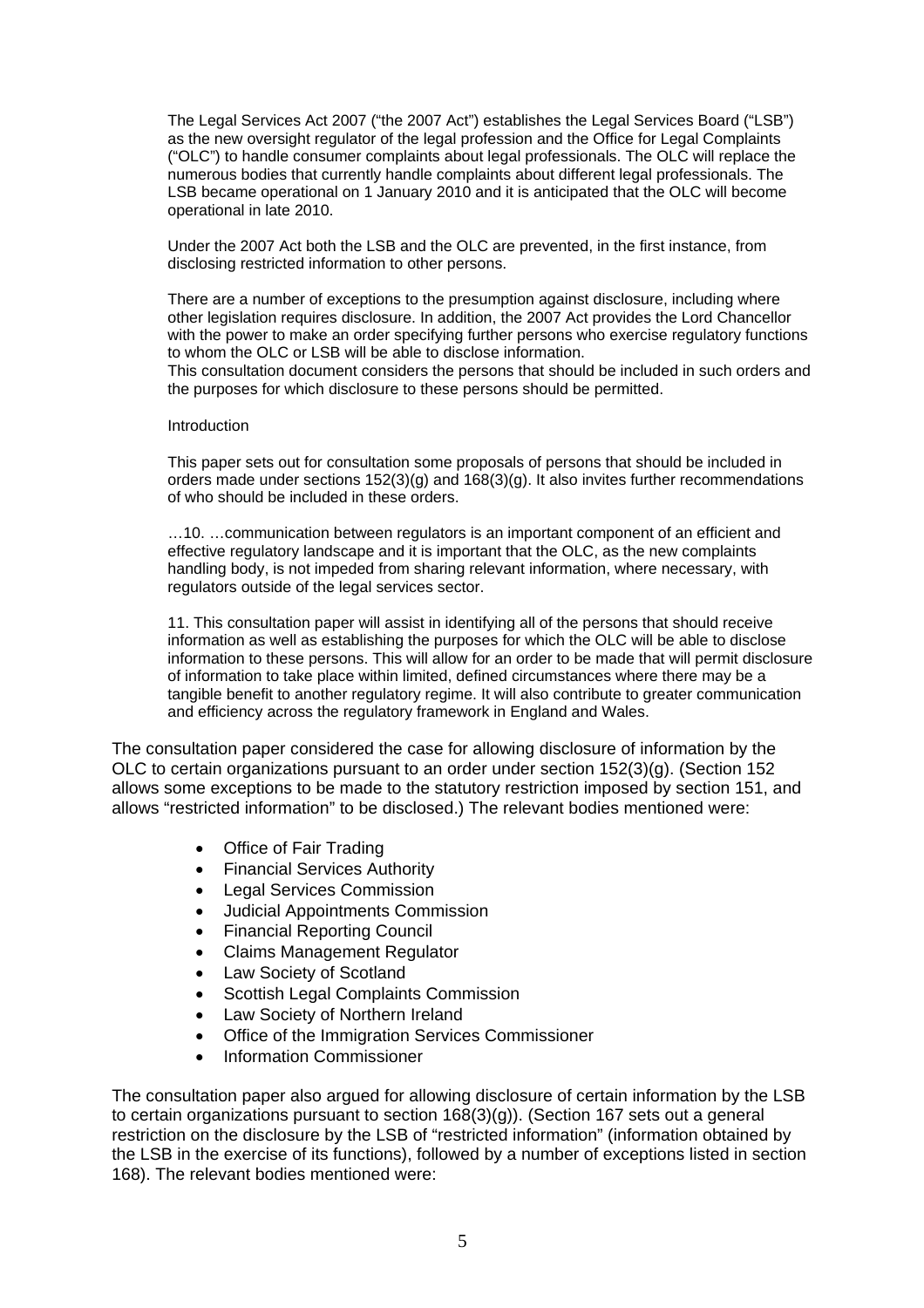> The Legal Services Act 2007 ("the 2007 Act") establishes the Legal Services Board ("LSB") as the new oversight regulator of the legal profession and the Office for Legal Complaints ("OLC") to handle consumer complaints about legal professionals. The OLC will replace the numerous bodies that currently handle complaints about different legal professionals. The LSB became operational on 1 January 2010 and it is anticipated that the OLC will become operational in late 2010.
>
> Under the 2007 Act both the LSB and the OLC are prevented, in the first instance, from disclosing restricted information to other persons.
>
> There are a number of exceptions to the presumption against disclosure, including where other legislation requires disclosure. In addition, the 2007 Act provides the Lord Chancellor with the power to make an order specifying further persons who exercise regulatory functions to whom the OLC or LSB will be able to disclose information.
> This consultation document considers the persons that should be included in such orders and the purposes for which disclosure to these persons should be permitted.
>
> Introduction
>
> This paper sets out for consultation some proposals of persons that should be included in orders made under sections 152(3)(g) and 168(3)(g). It also invites further recommendations of who should be included in these orders.
>
> …10. …communication between regulators is an important component of an efficient and effective regulatory landscape and it is important that the OLC, as the new complaints handling body, is not impeded from sharing relevant information, where necessary, with regulators outside of the legal services sector.
>
> 11. This consultation paper will assist in identifying all of the persons that should receive information as well as establishing the purposes for which the OLC will be able to disclose information to these persons. This will allow for an order to be made that will permit disclosure of information to take place within limited, defined circumstances where there may be a tangible benefit to another regulatory regime. It will also contribute to greater communication and efficiency across the regulatory framework in England and Wales.

The consultation paper considered the case for allowing disclosure of information by the OLC to certain organizations pursuant to an order under section 152(3)(g). (Section 152 allows some exceptions to be made to the statutory restriction imposed by section 151, and allows "restricted information" to be disclosed.) The relevant bodies mentioned were:

- Office of Fair Trading
- Financial Services Authority
- Legal Services Commission
- Judicial Appointments Commission
- Financial Reporting Council
- Claims Management Regulator
- Law Society of Scotland
- Scottish Legal Complaints Commission
- Law Society of Northern Ireland
- Office of the Immigration Services Commissioner
- Information Commissioner

The consultation paper also argued for allowing disclosure of certain information by the LSB to certain organizations pursuant to section 168(3)(g)). (Section 167 sets out a general restriction on the disclosure by the LSB of "restricted information" (information obtained by the LSB in the exercise of its functions), followed by a number of exceptions listed in section 168). The relevant bodies mentioned were: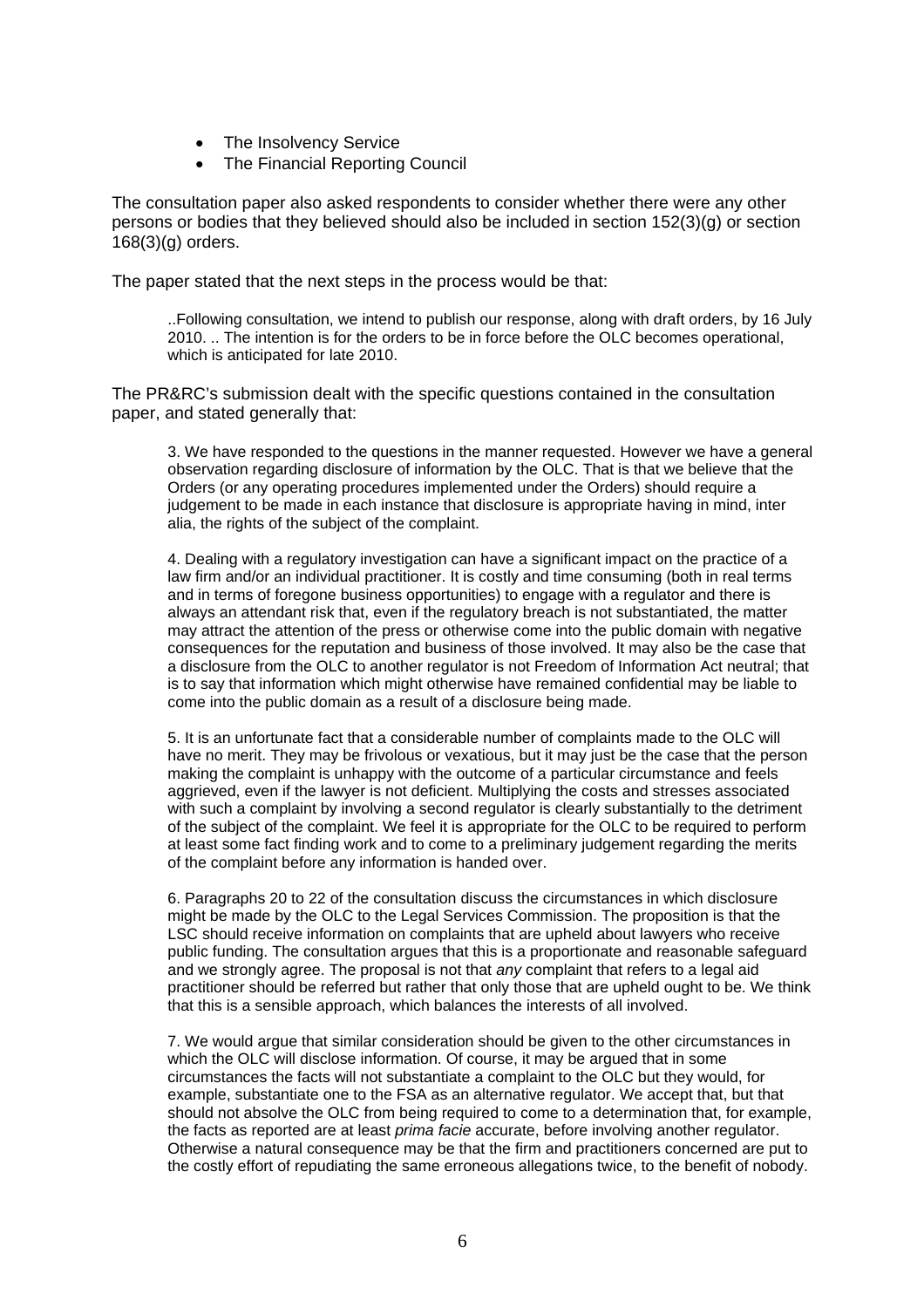- The Insolvency Service
- The Financial Reporting Council

The consultation paper also asked respondents to consider whether there were any other persons or bodies that they believed should also be included in section 152(3)(g) or section 168(3)(g) orders.

The paper stated that the next steps in the process would be that:

> ..Following consultation, we intend to publish our response, along with draft orders, by 16 July 2010. .. The intention is for the orders to be in force before the OLC becomes operational, which is anticipated for late 2010.

The PR&RC's submission dealt with the specific questions contained in the consultation paper, and stated generally that:

> 3. We have responded to the questions in the manner requested. However we have a general observation regarding disclosure of information by the OLC. That is that we believe that the Orders (or any operating procedures implemented under the Orders) should require a judgement to be made in each instance that disclosure is appropriate having in mind, inter alia, the rights of the subject of the complaint.
>
> 4. Dealing with a regulatory investigation can have a significant impact on the practice of a law firm and/or an individual practitioner. It is costly and time consuming (both in real terms and in terms of foregone business opportunities) to engage with a regulator and there is always an attendant risk that, even if the regulatory breach is not substantiated, the matter may attract the attention of the press or otherwise come into the public domain with negative consequences for the reputation and business of those involved. It may also be the case that a disclosure from the OLC to another regulator is not Freedom of Information Act neutral; that is to say that information which might otherwise have remained confidential may be liable to come into the public domain as a result of a disclosure being made.
>
> 5. It is an unfortunate fact that a considerable number of complaints made to the OLC will have no merit. They may be frivolous or vexatious, but it may just be the case that the person making the complaint is unhappy with the outcome of a particular circumstance and feels aggrieved, even if the lawyer is not deficient. Multiplying the costs and stresses associated with such a complaint by involving a second regulator is clearly substantially to the detriment of the subject of the complaint. We feel it is appropriate for the OLC to be required to perform at least some fact finding work and to come to a preliminary judgement regarding the merits of the complaint before any information is handed over.
>
> 6. Paragraphs 20 to 22 of the consultation discuss the circumstances in which disclosure might be made by the OLC to the Legal Services Commission. The proposition is that the LSC should receive information on complaints that are upheld about lawyers who receive public funding. The consultation argues that this is a proportionate and reasonable safeguard and we strongly agree. The proposal is not that *any* complaint that refers to a legal aid practitioner should be referred but rather that only those that are upheld ought to be. We think that this is a sensible approach, which balances the interests of all involved.
>
> 7. We would argue that similar consideration should be given to the other circumstances in which the OLC will disclose information. Of course, it may be argued that in some circumstances the facts will not substantiate a complaint to the OLC but they would, for example, substantiate one to the FSA as an alternative regulator. We accept that, but that should not absolve the OLC from being required to come to a determination that, for example, the facts as reported are at least *prima facie* accurate, before involving another regulator. Otherwise a natural consequence may be that the firm and practitioners concerned are put to the costly effort of repudiating the same erroneous allegations twice, to the benefit of nobody.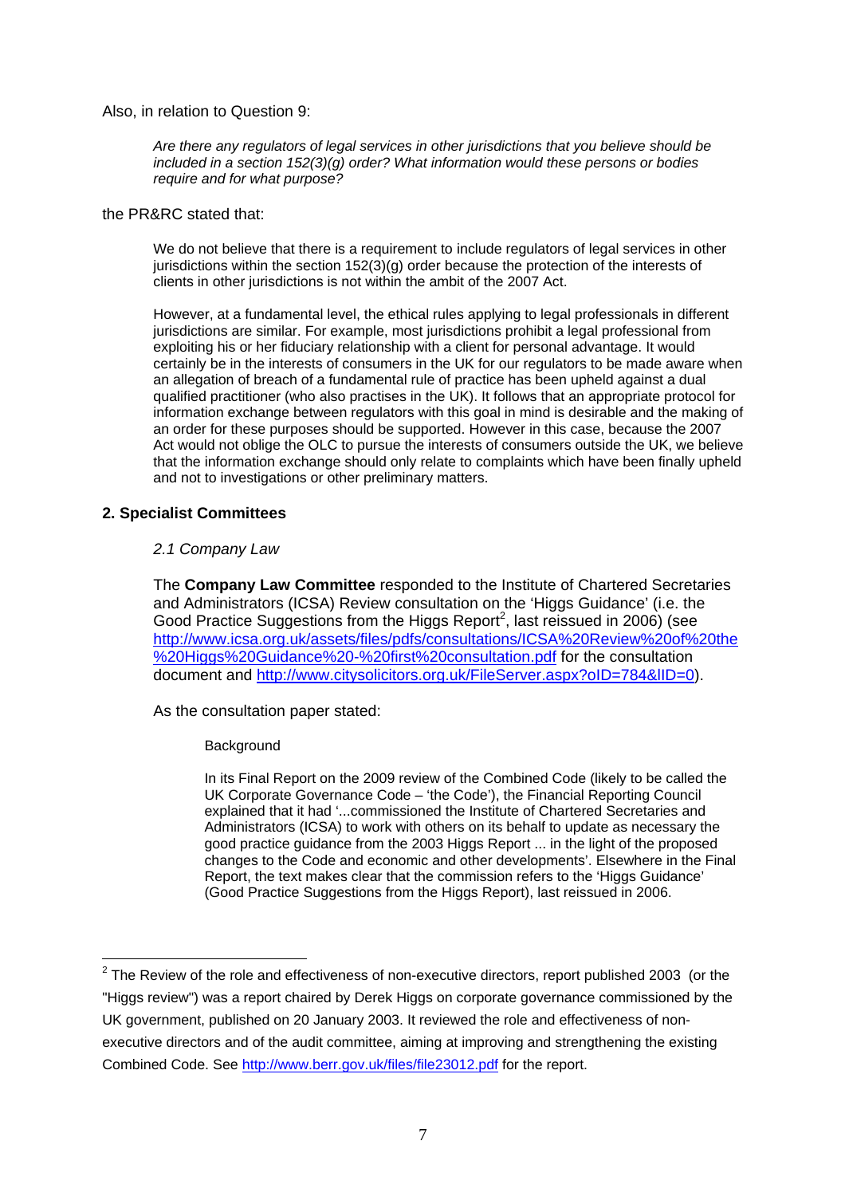Also, in relation to Question 9:

> *Are there any regulators of legal services in other jurisdictions that you believe should be included in a section 152(3)(g) order? What information would these persons or bodies require and for what purpose?*

the PR&RC stated that:

> We do not believe that there is a requirement to include regulators of legal services in other jurisdictions within the section 152(3)(g) order because the protection of the interests of clients in other jurisdictions is not within the ambit of the 2007 Act.
>
> However, at a fundamental level, the ethical rules applying to legal professionals in different jurisdictions are similar. For example, most jurisdictions prohibit a legal professional from exploiting his or her fiduciary relationship with a client for personal advantage. It would certainly be in the interests of consumers in the UK for our regulators to be made aware when an allegation of breach of a fundamental rule of practice has been upheld against a dual qualified practitioner (who also practises in the UK). It follows that an appropriate protocol for information exchange between regulators with this goal in mind is desirable and the making of an order for these purposes should be supported. However in this case, because the 2007 Act would not oblige the OLC to pursue the interests of consumers outside the UK, we believe that the information exchange should only relate to complaints which have been finally upheld and not to investigations or other preliminary matters.

## 2. Specialist Committees

### *2.1 Company Law*

The **Company Law Committee** responded to the Institute of Chartered Secretaries and Administrators (ICSA) Review consultation on the 'Higgs Guidance' (i.e. the Good Practice Suggestions from the Higgs Report[2], last reissued in 2006) (see http://www.icsa.org.uk/assets/files/pdfs/consultations/ICSA%20Review%20of%20the%20Higgs%20Guidance%20-%20first%20consultation.pdf for the consultation document and http://www.citysolicitors.org.uk/FileServer.aspx?oID=784&lID=0).

As the consultation paper stated:

> Background
>
> In its Final Report on the 2009 review of the Combined Code (likely to be called the UK Corporate Governance Code – 'the Code'), the Financial Reporting Council explained that it had '...commissioned the Institute of Chartered Secretaries and Administrators (ICSA) to work with others on its behalf to update as necessary the good practice guidance from the 2003 Higgs Report ... in the light of the proposed changes to the Code and economic and other developments'. Elsewhere in the Final Report, the text makes clear that the commission refers to the 'Higgs Guidance' (Good Practice Suggestions from the Higgs Report), last reissued in 2006.

---

[2] The Review of the role and effectiveness of non-executive directors, report published 2003 (or the "Higgs review") was a report chaired by Derek Higgs on corporate governance commissioned by the UK government, published on 20 January 2003. It reviewed the role and effectiveness of non-executive directors and of the audit committee, aiming at improving and strengthening the existing Combined Code. See http://www.berr.gov.uk/files/file23012.pdf for the report.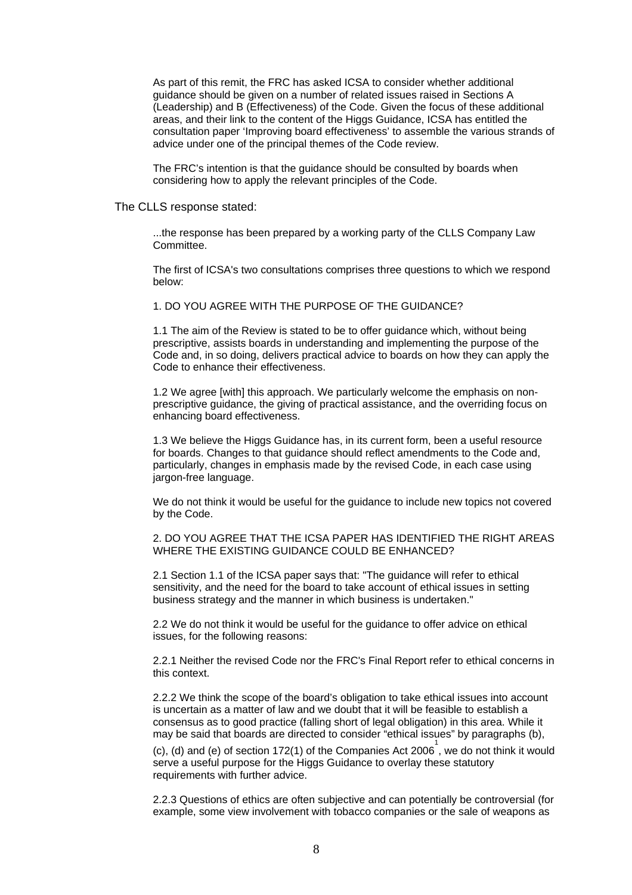As part of this remit, the FRC has asked ICSA to consider whether additional guidance should be given on a number of related issues raised in Sections A (Leadership) and B (Effectiveness) of the Code. Given the focus of these additional areas, and their link to the content of the Higgs Guidance, ICSA has entitled the consultation paper 'Improving board effectiveness' to assemble the various strands of advice under one of the principal themes of the Code review.

The FRC's intention is that the guidance should be consulted by boards when considering how to apply the relevant principles of the Code.

The CLLS response stated:

> ...the response has been prepared by a working party of the CLLS Company Law Committee.
>
> The first of ICSA's two consultations comprises three questions to which we respond below:
>
> 1. DO YOU AGREE WITH THE PURPOSE OF THE GUIDANCE?
>
> 1.1 The aim of the Review is stated to be to offer guidance which, without being prescriptive, assists boards in understanding and implementing the purpose of the Code and, in so doing, delivers practical advice to boards on how they can apply the Code to enhance their effectiveness.
>
> 1.2 We agree [with] this approach. We particularly welcome the emphasis on non-prescriptive guidance, the giving of practical assistance, and the overriding focus on enhancing board effectiveness.
>
> 1.3 We believe the Higgs Guidance has, in its current form, been a useful resource for boards. Changes to that guidance should reflect amendments to the Code and, particularly, changes in emphasis made by the revised Code, in each case using jargon-free language.
>
> We do not think it would be useful for the guidance to include new topics not covered by the Code.
>
> 2. DO YOU AGREE THAT THE ICSA PAPER HAS IDENTIFIED THE RIGHT AREAS WHERE THE EXISTING GUIDANCE COULD BE ENHANCED?
>
> 2.1 Section 1.1 of the ICSA paper says that: "The guidance will refer to ethical sensitivity, and the need for the board to take account of ethical issues in setting business strategy and the manner in which business is undertaken."
>
> 2.2 We do not think it would be useful for the guidance to offer advice on ethical issues, for the following reasons:
>
> 2.2.1 Neither the revised Code nor the FRC's Final Report refer to ethical concerns in this context.
>
> 2.2.2 We think the scope of the board's obligation to take ethical issues into account is uncertain as a matter of law and we doubt that it will be feasible to establish a consensus as to good practice (falling short of legal obligation) in this area. While it may be said that boards are directed to consider "ethical issues" by paragraphs (b), (c), (d) and (e) of section 172(1) of the Companies Act 2006[1], we do not think it would serve a useful purpose for the Higgs Guidance to overlay these statutory requirements with further advice.
>
> 2.2.3 Questions of ethics are often subjective and can potentially be controversial (for example, some view involvement with tobacco companies or the sale of weapons as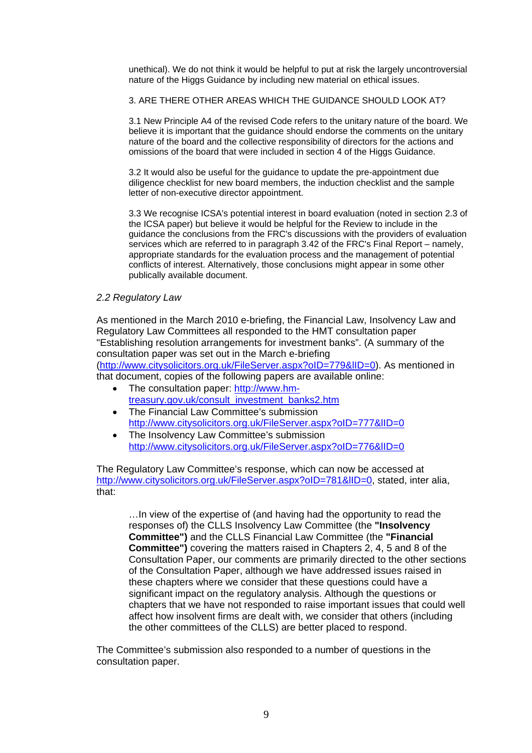unethical). We do not think it would be helpful to put at risk the largely uncontroversial nature of the Higgs Guidance by including new material on ethical issues.

3. ARE THERE OTHER AREAS WHICH THE GUIDANCE SHOULD LOOK AT?

3.1 New Principle A4 of the revised Code refers to the unitary nature of the board. We believe it is important that the guidance should endorse the comments on the unitary nature of the board and the collective responsibility of directors for the actions and omissions of the board that were included in section 4 of the Higgs Guidance.

3.2 It would also be useful for the guidance to update the pre-appointment due diligence checklist for new board members, the induction checklist and the sample letter of non-executive director appointment.

3.3 We recognise ICSA's potential interest in board evaluation (noted in section 2.3 of the ICSA paper) but believe it would be helpful for the Review to include in the guidance the conclusions from the FRC's discussions with the providers of evaluation services which are referred to in paragraph 3.42 of the FRC's Final Report – namely, appropriate standards for the evaluation process and the management of potential conflicts of interest. Alternatively, those conclusions might appear in some other publically available document.

*2.2 Regulatory Law*

As mentioned in the March 2010 e-briefing, the Financial Law, Insolvency Law and Regulatory Law Committees all responded to the HMT consultation paper "Establishing resolution arrangements for investment banks". (A summary of the consultation paper was set out in the March e-briefing (http://www.citysolicitors.org.uk/FileServer.aspx?oID=779&lID=0). As mentioned in that document, copies of the following papers are available online:

- The consultation paper: http://www.hm-treasury.gov.uk/consult_investment_banks2.htm
- The Financial Law Committee's submission http://www.citysolicitors.org.uk/FileServer.aspx?oID=777&lID=0
- The Insolvency Law Committee's submission http://www.citysolicitors.org.uk/FileServer.aspx?oID=776&lID=0

The Regulatory Law Committee's response, which can now be accessed at http://www.citysolicitors.org.uk/FileServer.aspx?oID=781&lID=0, stated, inter alia, that:

> …In view of the expertise of (and having had the opportunity to read the responses of) the CLLS Insolvency Law Committee (the **"Insolvency Committee")** and the CLLS Financial Law Committee (the **"Financial Committee")** covering the matters raised in Chapters 2, 4, 5 and 8 of the Consultation Paper, our comments are primarily directed to the other sections of the Consultation Paper, although we have addressed issues raised in these chapters where we consider that these questions could have a significant impact on the regulatory analysis. Although the questions or chapters that we have not responded to raise important issues that could well affect how insolvent firms are dealt with, we consider that others (including the other committees of the CLLS) are better placed to respond.

The Committee's submission also responded to a number of questions in the consultation paper.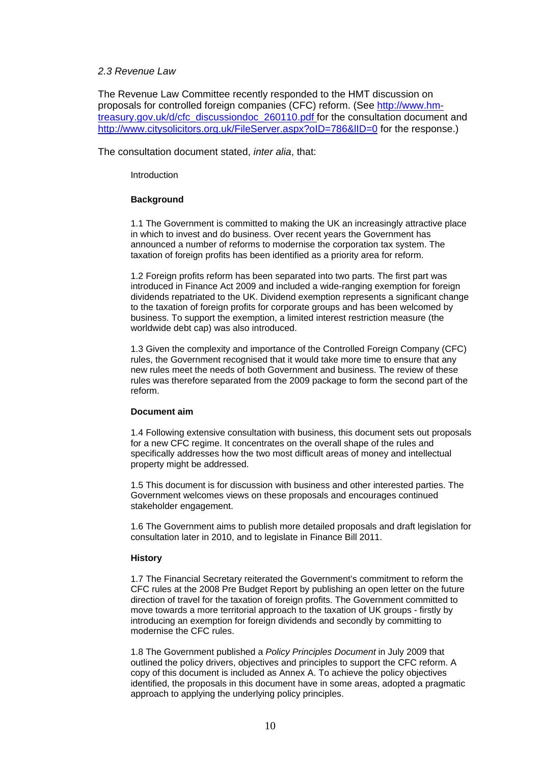*2.3 Revenue Law*

The Revenue Law Committee recently responded to the HMT discussion on proposals for controlled foreign companies (CFC) reform. (See http://www.hm-treasury.gov.uk/d/cfc_discussiondoc_260110.pdf for the consultation document and http://www.citysolicitors.org.uk/FileServer.aspx?oID=786&lID=0 for the response.)

The consultation document stated, *inter alia*, that:

> Introduction
>
> **Background**
>
> 1.1 The Government is committed to making the UK an increasingly attractive place in which to invest and do business. Over recent years the Government has announced a number of reforms to modernise the corporation tax system. The taxation of foreign profits has been identified as a priority area for reform.
>
> 1.2 Foreign profits reform has been separated into two parts. The first part was introduced in Finance Act 2009 and included a wide-ranging exemption for foreign dividends repatriated to the UK. Dividend exemption represents a significant change to the taxation of foreign profits for corporate groups and has been welcomed by business. To support the exemption, a limited interest restriction measure (the worldwide debt cap) was also introduced.
>
> 1.3 Given the complexity and importance of the Controlled Foreign Company (CFC) rules, the Government recognised that it would take more time to ensure that any new rules meet the needs of both Government and business. The review of these rules was therefore separated from the 2009 package to form the second part of the reform.
>
> **Document aim**
>
> 1.4 Following extensive consultation with business, this document sets out proposals for a new CFC regime. It concentrates on the overall shape of the rules and specifically addresses how the two most difficult areas of money and intellectual property might be addressed.
>
> 1.5 This document is for discussion with business and other interested parties. The Government welcomes views on these proposals and encourages continued stakeholder engagement.
>
> 1.6 The Government aims to publish more detailed proposals and draft legislation for consultation later in 2010, and to legislate in Finance Bill 2011.
>
> **History**
>
> 1.7 The Financial Secretary reiterated the Government's commitment to reform the CFC rules at the 2008 Pre Budget Report by publishing an open letter on the future direction of travel for the taxation of foreign profits. The Government committed to move towards a more territorial approach to the taxation of UK groups - firstly by introducing an exemption for foreign dividends and secondly by committing to modernise the CFC rules.
>
> 1.8 The Government published a *Policy Principles Document* in July 2009 that outlined the policy drivers, objectives and principles to support the CFC reform. A copy of this document is included as Annex A. To achieve the policy objectives identified, the proposals in this document have in some areas, adopted a pragmatic approach to applying the underlying policy principles.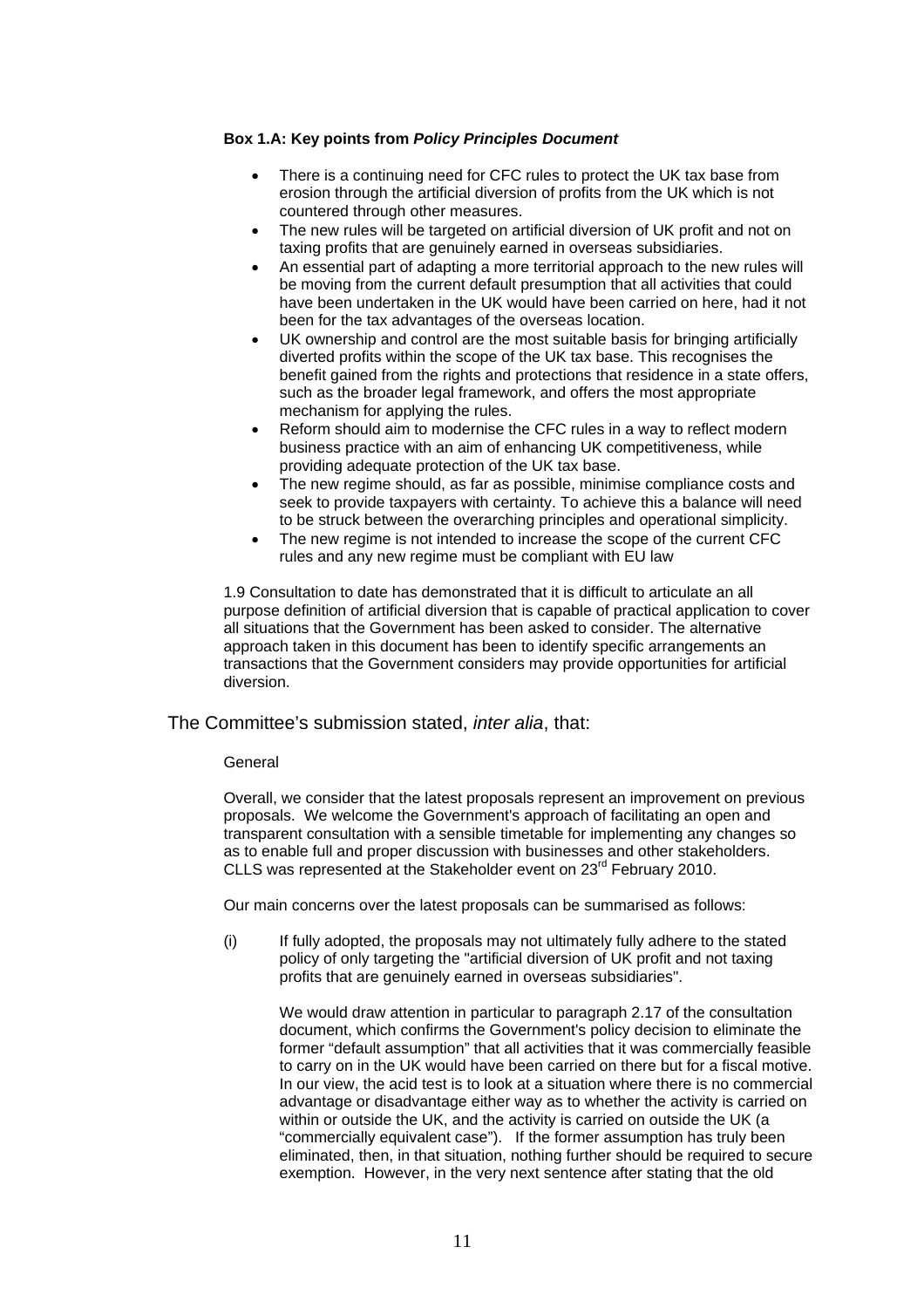**Box 1.A: Key points from *Policy Principles Document***

- There is a continuing need for CFC rules to protect the UK tax base from erosion through the artificial diversion of profits from the UK which is not countered through other measures.
- The new rules will be targeted on artificial diversion of UK profit and not on taxing profits that are genuinely earned in overseas subsidiaries.
- An essential part of adapting a more territorial approach to the new rules will be moving from the current default presumption that all activities that could have been undertaken in the UK would have been carried on here, had it not been for the tax advantages of the overseas location.
- UK ownership and control are the most suitable basis for bringing artificially diverted profits within the scope of the UK tax base. This recognises the benefit gained from the rights and protections that residence in a state offers, such as the broader legal framework, and offers the most appropriate mechanism for applying the rules.
- Reform should aim to modernise the CFC rules in a way to reflect modern business practice with an aim of enhancing UK competitiveness, while providing adequate protection of the UK tax base.
- The new regime should, as far as possible, minimise compliance costs and seek to provide taxpayers with certainty. To achieve this a balance will need to be struck between the overarching principles and operational simplicity.
- The new regime is not intended to increase the scope of the current CFC rules and any new regime must be compliant with EU law

1.9 Consultation to date has demonstrated that it is difficult to articulate an all purpose definition of artificial diversion that is capable of practical application to cover all situations that the Government has been asked to consider. The alternative approach taken in this document has been to identify specific arrangements an transactions that the Government considers may provide opportunities for artificial diversion.

The Committee's submission stated, *inter alia*, that:

General

Overall, we consider that the latest proposals represent an improvement on previous proposals. We welcome the Government's approach of facilitating an open and transparent consultation with a sensible timetable for implementing any changes so as to enable full and proper discussion with businesses and other stakeholders. CLLS was represented at the Stakeholder event on 23rd February 2010.

Our main concerns over the latest proposals can be summarised as follows:

(i) If fully adopted, the proposals may not ultimately fully adhere to the stated policy of only targeting the "artificial diversion of UK profit and not taxing profits that are genuinely earned in overseas subsidiaries".

We would draw attention in particular to paragraph 2.17 of the consultation document, which confirms the Government's policy decision to eliminate the former "default assumption" that all activities that it was commercially feasible to carry on in the UK would have been carried on there but for a fiscal motive. In our view, the acid test is to look at a situation where there is no commercial advantage or disadvantage either way as to whether the activity is carried on within or outside the UK, and the activity is carried on outside the UK (a "commercially equivalent case"). If the former assumption has truly been eliminated, then, in that situation, nothing further should be required to secure exemption. However, in the very next sentence after stating that the old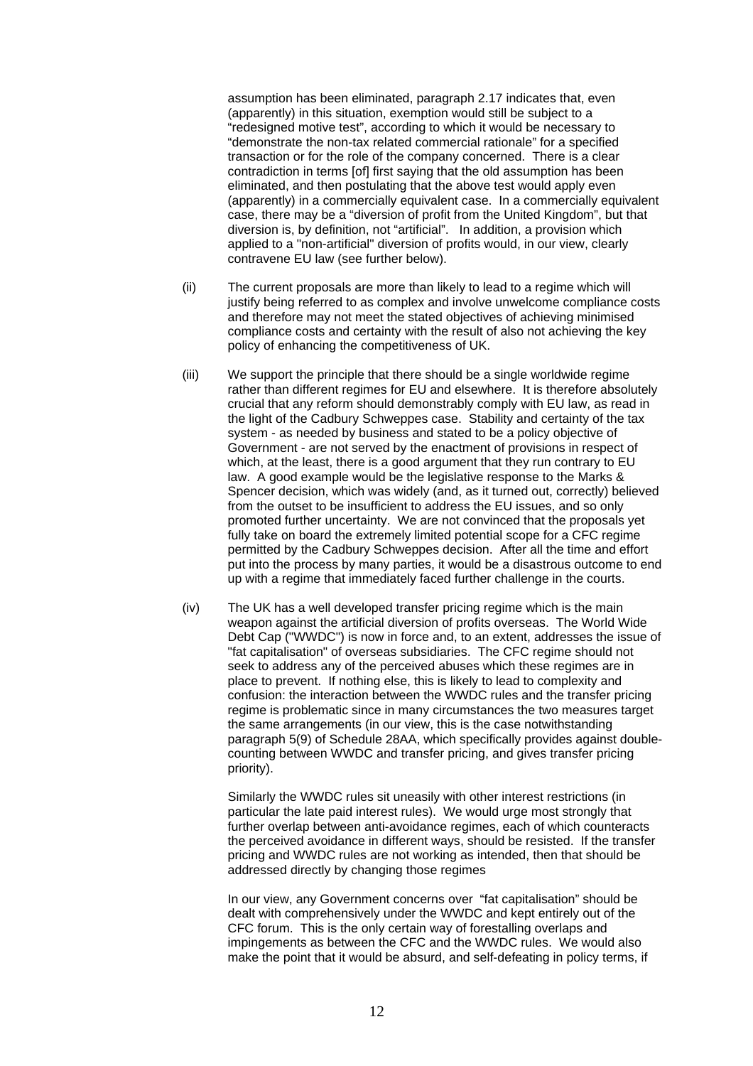assumption has been eliminated, paragraph 2.17 indicates that, even (apparently) in this situation, exemption would still be subject to a "redesigned motive test", according to which it would be necessary to "demonstrate the non-tax related commercial rationale" for a specified transaction or for the role of the company concerned. There is a clear contradiction in terms [of] first saying that the old assumption has been eliminated, and then postulating that the above test would apply even (apparently) in a commercially equivalent case. In a commercially equivalent case, there may be a "diversion of profit from the United Kingdom", but that diversion is, by definition, not "artificial". In addition, a provision which applied to a "non-artificial" diversion of profits would, in our view, clearly contravene EU law (see further below).

(ii) The current proposals are more than likely to lead to a regime which will justify being referred to as complex and involve unwelcome compliance costs and therefore may not meet the stated objectives of achieving minimised compliance costs and certainty with the result of also not achieving the key policy of enhancing the competitiveness of UK.

(iii) We support the principle that there should be a single worldwide regime rather than different regimes for EU and elsewhere. It is therefore absolutely crucial that any reform should demonstrably comply with EU law, as read in the light of the Cadbury Schweppes case. Stability and certainty of the tax system - as needed by business and stated to be a policy objective of Government - are not served by the enactment of provisions in respect of which, at the least, there is a good argument that they run contrary to EU law. A good example would be the legislative response to the Marks & Spencer decision, which was widely (and, as it turned out, correctly) believed from the outset to be insufficient to address the EU issues, and so only promoted further uncertainty. We are not convinced that the proposals yet fully take on board the extremely limited potential scope for a CFC regime permitted by the Cadbury Schweppes decision. After all the time and effort put into the process by many parties, it would be a disastrous outcome to end up with a regime that immediately faced further challenge in the courts.

(iv) The UK has a well developed transfer pricing regime which is the main weapon against the artificial diversion of profits overseas. The World Wide Debt Cap ("WWDC") is now in force and, to an extent, addresses the issue of "fat capitalisation" of overseas subsidiaries. The CFC regime should not seek to address any of the perceived abuses which these regimes are in place to prevent. If nothing else, this is likely to lead to complexity and confusion: the interaction between the WWDC rules and the transfer pricing regime is problematic since in many circumstances the two measures target the same arrangements (in our view, this is the case notwithstanding paragraph 5(9) of Schedule 28AA, which specifically provides against double-counting between WWDC and transfer pricing, and gives transfer pricing priority).

Similarly the WWDC rules sit uneasily with other interest restrictions (in particular the late paid interest rules). We would urge most strongly that further overlap between anti-avoidance regimes, each of which counteracts the perceived avoidance in different ways, should be resisted. If the transfer pricing and WWDC rules are not working as intended, then that should be addressed directly by changing those regimes

In our view, any Government concerns over "fat capitalisation" should be dealt with comprehensively under the WWDC and kept entirely out of the CFC forum. This is the only certain way of forestalling overlaps and impingements as between the CFC and the WWDC rules. We would also make the point that it would be absurd, and self-defeating in policy terms, if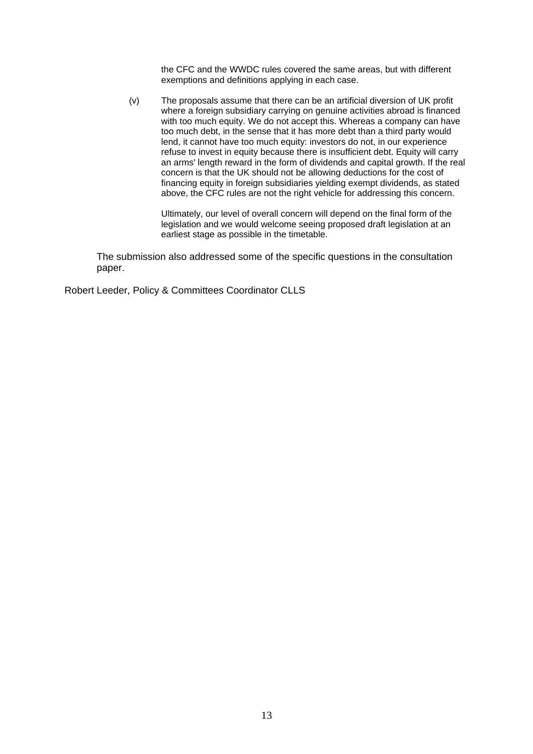the CFC and the WWDC rules covered the same areas, but with different exemptions and definitions applying in each case.

(v) The proposals assume that there can be an artificial diversion of UK profit where a foreign subsidiary carrying on genuine activities abroad is financed with too much equity. We do not accept this. Whereas a company can have too much debt, in the sense that it has more debt than a third party would lend, it cannot have too much equity: investors do not, in our experience refuse to invest in equity because there is insufficient debt. Equity will carry an arms' length reward in the form of dividends and capital growth. If the real concern is that the UK should not be allowing deductions for the cost of financing equity in foreign subsidiaries yielding exempt dividends, as stated above, the CFC rules are not the right vehicle for addressing this concern.

Ultimately, our level of overall concern will depend on the final form of the legislation and we would welcome seeing proposed draft legislation at an earliest stage as possible in the timetable.

The submission also addressed some of the specific questions in the consultation paper.

Robert Leeder, Policy & Committees Coordinator CLLS